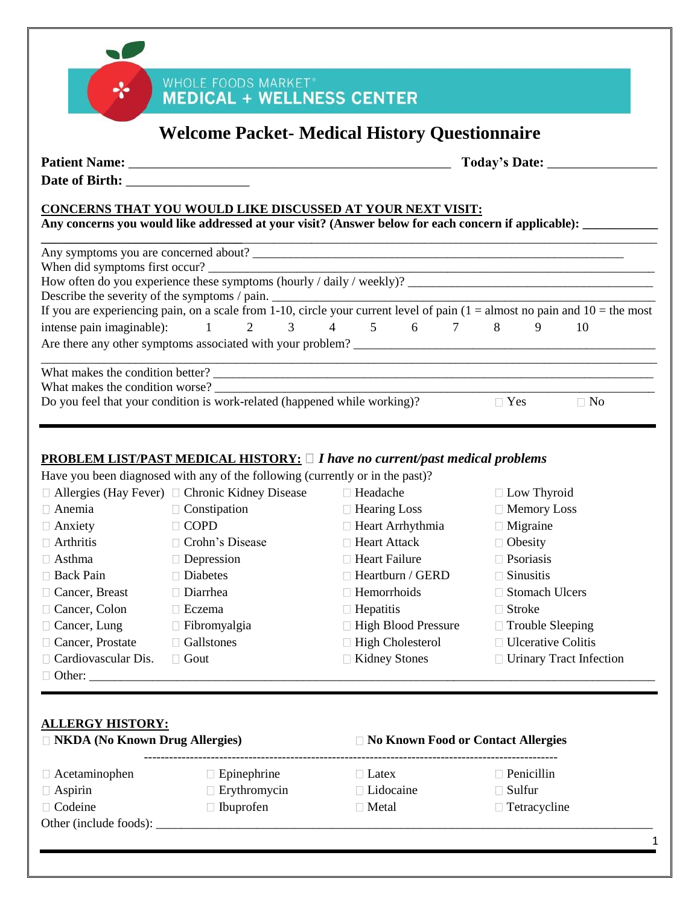WHOLE FOODS MARKET®
MEDICAL + WELLNESS CENTER

# Welcome Packet- Medical History Questionnaire

**Patient Name:** ______________________________________________ **Today's Date:** _______________

**Date of Birth:** __________________

**CONCERNS THAT YOU WOULD LIKE DISCUSSED AT YOUR NEXT VISIT:**

**Any concerns you would like addressed at your visit? (Answer below for each concern if applicable):** ___________

_______________________________________________________________________________________

Any symptoms you are concerned about? _______________________________________________________

When did symptoms first occur? _____________________________________________________________

How often do you experience these symptoms (hourly / daily / weekly)? ______________________________

Describe the severity of the symptoms / pain. ___________________________________________________

If you are experiencing pain, on a scale from 1-10, circle your current level of pain (1 = almost no pain and 10 = the most intense pain imaginable): 1 2 3 4 5 6 7 8 9 10

Are there any other symptoms associated with your problem? _______________________________________

_______________________________________________________________________________________

What makes the condition better? ____________________________________________________________

What makes the condition worse? ____________________________________________________________

Do you feel that your condition is work-related (happened while working)? ☐ Yes ☐ No

**PROBLEM LIST/PAST MEDICAL HISTORY:** ☐ ***I have no current/past medical problems***

Have you been diagnosed with any of the following (currently or in the past)?

| | | | |
|---|---|---|---|
| ☐ Allergies (Hay Fever) | ☐ Chronic Kidney Disease | ☐ Headache | ☐ Low Thyroid |
| ☐ Anemia | ☐ Constipation | ☐ Hearing Loss | ☐ Memory Loss |
| ☐ Anxiety | ☐ COPD | ☐ Heart Arrhythmia | ☐ Migraine |
| ☐ Arthritis | ☐ Crohn's Disease | ☐ Heart Attack | ☐ Obesity |
| ☐ Asthma | ☐ Depression | ☐ Heart Failure | ☐ Psoriasis |
| ☐ Back Pain | ☐ Diabetes | ☐ Heartburn / GERD | ☐ Sinusitis |
| ☐ Cancer, Breast | ☐ Diarrhea | ☐ Hemorrhoids | ☐ Stomach Ulcers |
| ☐ Cancer, Colon | ☐ Eczema | ☐ Hepatitis | ☐ Stroke |
| ☐ Cancer, Lung | ☐ Fibromyalgia | ☐ High Blood Pressure | ☐ Trouble Sleeping |
| ☐ Cancer, Prostate | ☐ Gallstones | ☐ High Cholesterol | ☐ Ulcerative Colitis |
| ☐ Cardiovascular Dis. | ☐ Gout | ☐ Kidney Stones | ☐ Urinary Tract Infection |

☐ Other: _______________________________________________________________________________

**ALLERGY HISTORY:**

☐ **NKDA (No Known Drug Allergies)** ☐ **No Known Food or Contact Allergies**

| | | | |
|---|---|---|---|
| ☐ Acetaminophen | ☐ Epinephrine | ☐ Latex | ☐ Penicillin |
| ☐ Aspirin | ☐ Erythromycin | ☐ Lidocaine | ☐ Sulfur |
| ☐ Codeine | ☐ Ibuprofen | ☐ Metal | ☐ Tetracycline |

Other (include foods): ______________________________________________________________________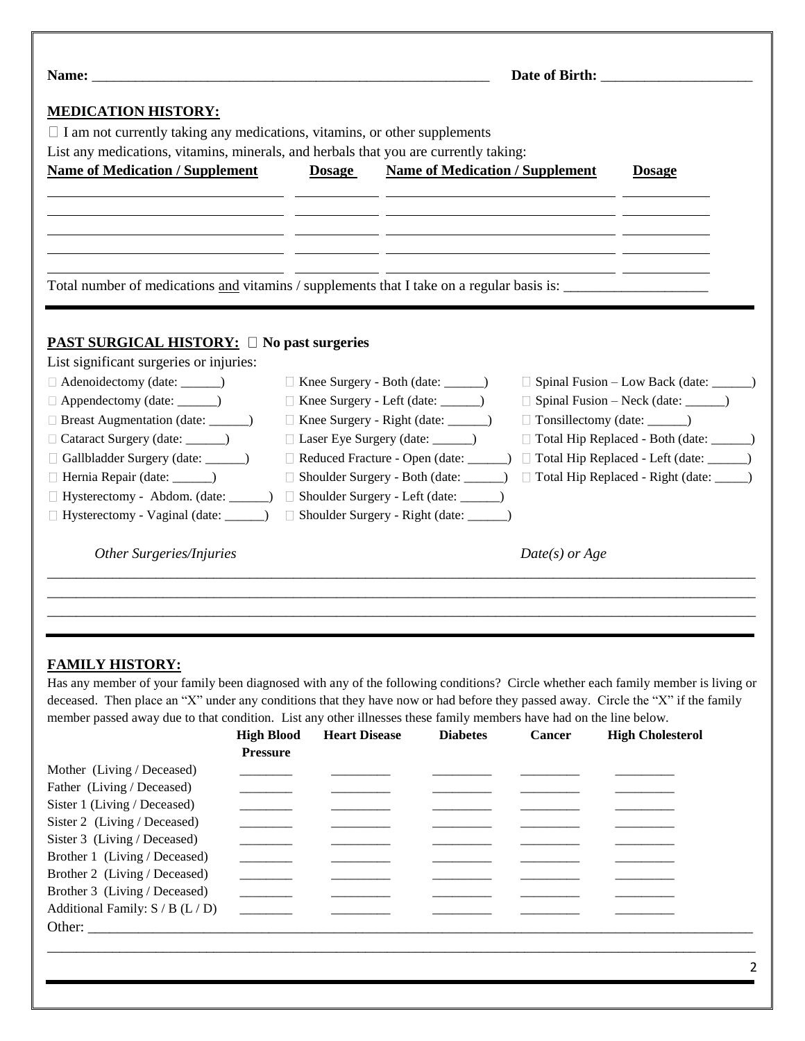**Name:** ________________________________________________ **Date of Birth:** ____________________

## MEDICATION HISTORY:

☐ I am not currently taking any medications, vitamins, or other supplements

List any medications, vitamins, minerals, and herbals that you are currently taking:

| Name of Medication / Supplement | Dosage | Name of Medication / Supplement | Dosage |
|---|---|---|---|
| | | | |
| | | | |
| | | | |
| | | | |

Total number of medications <u>and</u> vitamins / supplements that I take on a regular basis is: ____________________

## PAST SURGICAL HISTORY: ☐ No past surgeries

List significant surgeries or injuries:

| | | |
|---|---|---|
| ☐ Adenoidectomy (date: ______) | ☐ Knee Surgery - Both (date: ______) | ☐ Spinal Fusion – Low Back (date: ______) |
| ☐ Appendectomy (date: ______) | ☐ Knee Surgery - Left (date: ______) | ☐ Spinal Fusion – Neck (date: ______) |
| ☐ Breast Augmentation (date: ______) | ☐ Knee Surgery - Right (date: ______) | ☐ Tonsillectomy (date: ______) |
| ☐ Cataract Surgery (date: ______) | ☐ Laser Eye Surgery (date: ______) | ☐ Total Hip Replaced - Both (date: ______) |
| ☐ Gallbladder Surgery (date: ______) | ☐ Reduced Fracture - Open (date: ______) | ☐ Total Hip Replaced - Left (date: ______) |
| ☐ Hernia Repair (date: ______) | ☐ Shoulder Surgery - Both (date: ______) | ☐ Total Hip Replaced - Right (date: _____) |
| ☐ Hysterectomy - Abdom. (date: ______) | ☐ Shoulder Surgery - Left (date: ______) | |
| ☐ Hysterectomy - Vaginal (date: ______) | ☐ Shoulder Surgery - Right (date: ______) | |

*Other Surgeries/Injuries* *Date(s) or Age*

______________________________________________________________________________________

______________________________________________________________________________________

______________________________________________________________________________________

## FAMILY HISTORY:

Has any member of your family been diagnosed with any of the following conditions? Circle whether each family member is living or deceased. Then place an "X" under any conditions that they have now or had before they passed away. Circle the "X" if the family member passed away due to that condition. List any other illnesses these family members have had on the line below.

| | High Blood Pressure | Heart Disease | Diabetes | Cancer | High Cholesterol |
|---|---|---|---|---|---|
| Mother (Living / Deceased) | ________ | ________ | ________ | ________ | ________ |
| Father (Living / Deceased) | ________ | ________ | ________ | ________ | ________ |
| Sister 1 (Living / Deceased) | ________ | ________ | ________ | ________ | ________ |
| Sister 2 (Living / Deceased) | ________ | ________ | ________ | ________ | ________ |
| Sister 3 (Living / Deceased) | ________ | ________ | ________ | ________ | ________ |
| Brother 1 (Living / Deceased) | ________ | ________ | ________ | ________ | ________ |
| Brother 2 (Living / Deceased) | ________ | ________ | ________ | ________ | ________ |
| Brother 3 (Living / Deceased) | ________ | ________ | ________ | ________ | ________ |
| Additional Family: S / B (L / D) | ________ | ________ | ________ | ________ | ________ |

Other: ______________________________________________________________________________

______________________________________________________________________________________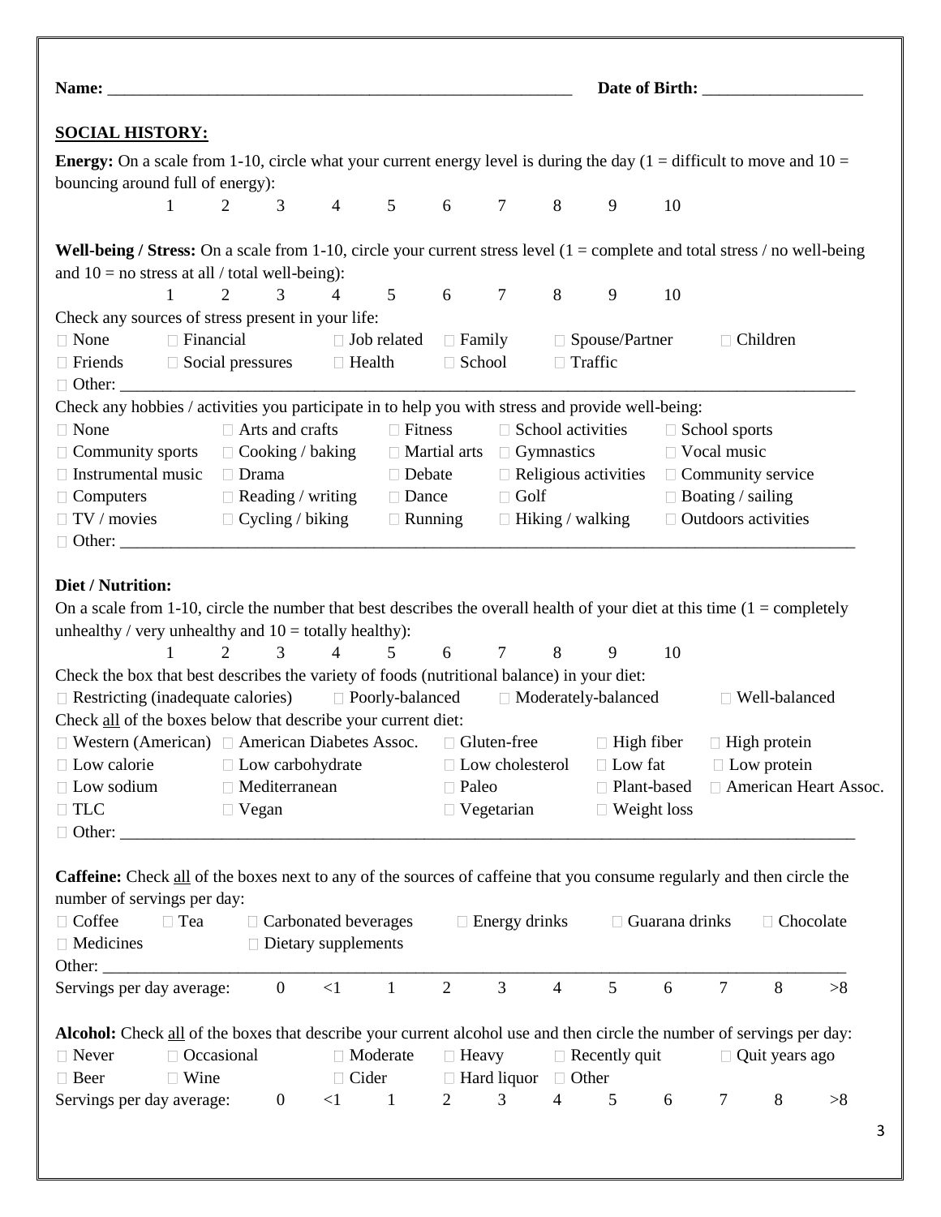**Name:** _______________________________________________________ **Date of Birth:** ___________________

## SOCIAL HISTORY:

**Energy:** On a scale from 1-10, circle what your current energy level is during the day (1 = difficult to move and 10 = bouncing around full of energy):

1 2 3 4 5 6 7 8 9 10

**Well-being / Stress:** On a scale from 1-10, circle your current stress level (1 = complete and total stress / no well-being and 10 = no stress at all / total well-being):

1 2 3 4 5 6 7 8 9 10

Check any sources of stress present in your life:

| | | | | | |
|---|---|---|---|---|---|
| ☐ None | ☐ Financial | ☐ Job related | ☐ Family | ☐ Spouse/Partner | ☐ Children |
| ☐ Friends | ☐ Social pressures | ☐ Health | ☐ School | ☐ Traffic | |

☐ Other: ____________________________________________________________________________________

Check any hobbies / activities you participate in to help you with stress and provide well-being:

| | | | | |
|---|---|---|---|---|
| ☐ None | ☐ Arts and crafts | ☐ Fitness | ☐ School activities | ☐ School sports |
| ☐ Community sports | ☐ Cooking / baking | ☐ Martial arts | ☐ Gymnastics | ☐ Vocal music |
| ☐ Instrumental music | ☐ Drama | ☐ Debate | ☐ Religious activities | ☐ Community service |
| ☐ Computers | ☐ Reading / writing | ☐ Dance | ☐ Golf | ☐ Boating / sailing |
| ☐ TV / movies | ☐ Cycling / biking | ☐ Running | ☐ Hiking / walking | ☐ Outdoors activities |

☐ Other: ____________________________________________________________________________________

**Diet / Nutrition:**

On a scale from 1-10, circle the number that best describes the overall health of your diet at this time (1 = completely unhealthy / very unhealthy and 10 = totally healthy):

1 2 3 4 5 6 7 8 9 10

Check the box that best describes the variety of foods (nutritional balance) in your diet:

☐ Restricting (inadequate calories) ☐ Poorly-balanced ☐ Moderately-balanced ☐ Well-balanced

Check all of the boxes below that describe your current diet:

| | | | | |
|---|---|---|---|---|
| ☐ Western (American) | ☐ American Diabetes Assoc. | ☐ Gluten-free | ☐ High fiber | ☐ High protein |
| ☐ Low calorie | ☐ Low carbohydrate | ☐ Low cholesterol | ☐ Low fat | ☐ Low protein |
| ☐ Low sodium | ☐ Mediterranean | ☐ Paleo | ☐ Plant-based | ☐ American Heart Assoc. |
| ☐ TLC | ☐ Vegan | ☐ Vegetarian | ☐ Weight loss | |

☐ Other: ____________________________________________________________________________________

**Caffeine:** Check all of the boxes next to any of the sources of caffeine that you consume regularly and then circle the number of servings per day:

| | | | | | |
|---|---|---|---|---|---|
| ☐ Coffee | ☐ Tea | ☐ Carbonated beverages | ☐ Energy drinks | ☐ Guarana drinks | ☐ Chocolate |
| ☐ Medicines | | ☐ Dietary supplements | | | |

Other: ______________________________________________________________________________________

Servings per day average: 0 <1 1 2 3 4 5 6 7 8 >8

**Alcohol:** Check all of the boxes that describe your current alcohol use and then circle the number of servings per day:

| | | | | | |
|---|---|---|---|---|---|
| ☐ Never | ☐ Occasional | ☐ Moderate | ☐ Heavy | ☐ Recently quit | ☐ Quit years ago |
| ☐ Beer | ☐ Wine | ☐ Cider | ☐ Hard liquor | ☐ Other | |

Servings per day average: 0 <1 1 2 3 4 5 6 7 8 >8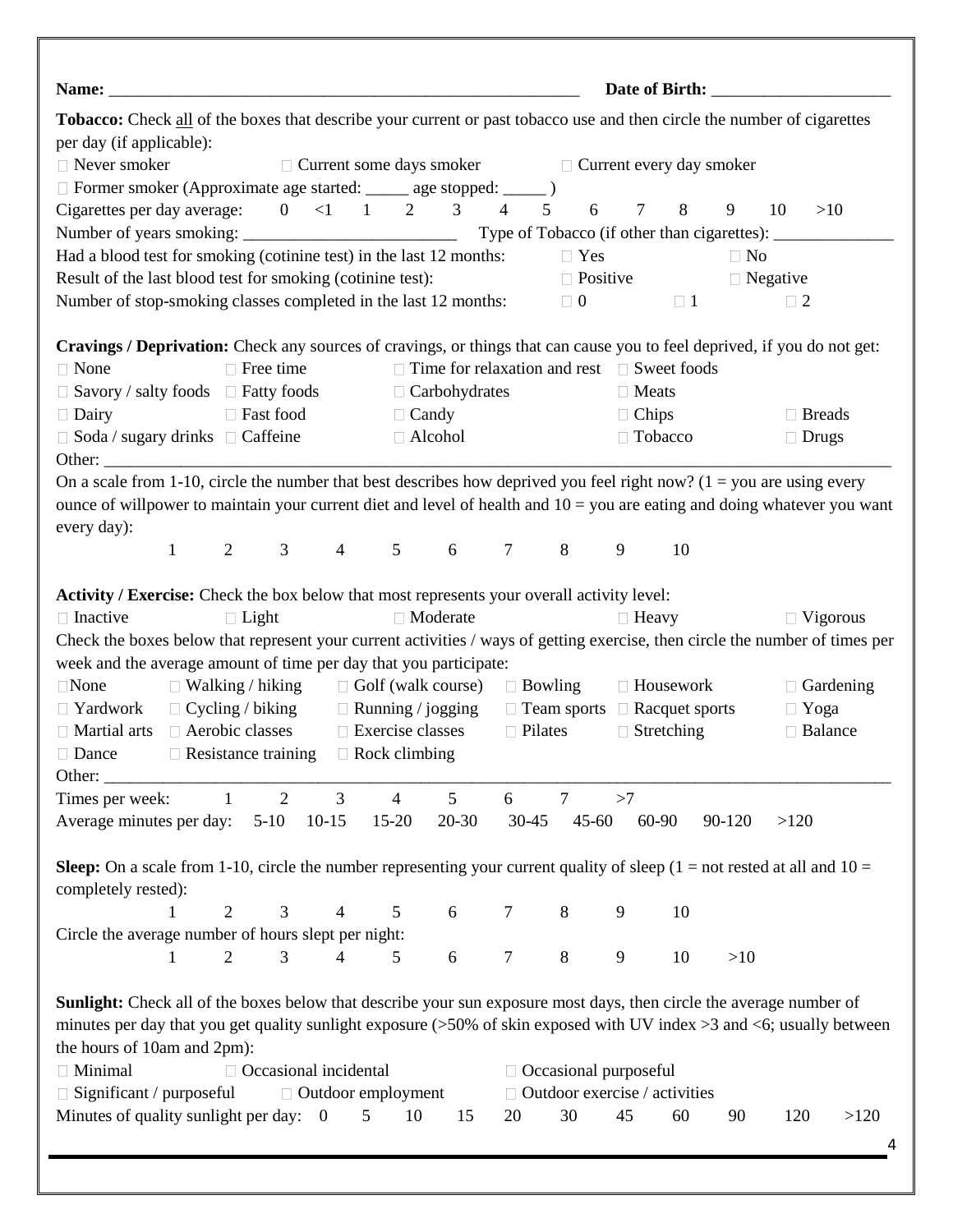**Name:** ___________________________________________________ **Date of Birth:** ___________________

**Tobacco:** Check all of the boxes that describe your current or past tobacco use and then circle the number of cigarettes per day (if applicable):

☐ Never smoker ☐ Current some days smoker ☐ Current every day smoker

☐ Former smoker (Approximate age started: _____ age stopped: _____ )

Cigarettes per day average: 0 <1 1 2 3 4 5 6 7 8 9 10 >10

Number of years smoking: ________________________ Type of Tobacco (if other than cigarettes): ______________

Had a blood test for smoking (cotinine test) in the last 12 months: ☐ Yes ☐ No

Result of the last blood test for smoking (cotinine test): ☐ Positive ☐ Negative

Number of stop-smoking classes completed in the last 12 months: ☐ 0 ☐ 1 ☐ 2

**Cravings / Deprivation:** Check any sources of cravings, or things that can cause you to feel deprived, if you do not get:

| | | | | |
|---|---|---|---|---|
| ☐ None | ☐ Free time | ☐ Time for relaxation and rest | ☐ Sweet foods | |
| ☐ Savory / salty foods | ☐ Fatty foods | ☐ Carbohydrates | ☐ Meats | |
| ☐ Dairy | ☐ Fast food | ☐ Candy | ☐ Chips | ☐ Breads |
| ☐ Soda / sugary drinks | ☐ Caffeine | ☐ Alcohol | ☐ Tobacco | ☐ Drugs |

Other: ______________________________________________________________________________________________

On a scale from 1-10, circle the number that best describes how deprived you feel right now? (1 = you are using every ounce of willpower to maintain your current diet and level of health and 10 = you are eating and doing whatever you want every day):

1 2 3 4 5 6 7 8 9 10

**Activity / Exercise:** Check the box below that most represents your overall activity level:

☐ Inactive ☐ Light ☐ Moderate ☐ Heavy ☐ Vigorous

Check the boxes below that represent your current activities / ways of getting exercise, then circle the number of times per week and the average amount of time per day that you participate:

| | | | | | |
|---|---|---|---|---|---|
| ☐ None | ☐ Walking / hiking | ☐ Golf (walk course) | ☐ Bowling | ☐ Housework | ☐ Gardening |
| ☐ Yardwork | ☐ Cycling / biking | ☐ Running / jogging | ☐ Team sports | ☐ Racquet sports | ☐ Yoga |
| ☐ Martial arts | ☐ Aerobic classes | ☐ Exercise classes | ☐ Pilates | ☐ Stretching | ☐ Balance |
| ☐ Dance | ☐ Resistance training | ☐ Rock climbing | | | |

Other: ______________________________________________________________________________________________

Times per week: 1 2 3 4 5 6 7 >7

Average minutes per day: 5-10 10-15 15-20 20-30 30-45 45-60 60-90 90-120 >120

**Sleep:** On a scale from 1-10, circle the number representing your current quality of sleep (1 = not rested at all and 10 = completely rested):

1 2 3 4 5 6 7 8 9 10

Circle the average number of hours slept per night:

1 2 3 4 5 6 7 8 9 10 >10

**Sunlight:** Check all of the boxes below that describe your sun exposure most days, then circle the average number of minutes per day that you get quality sunlight exposure (>50% of skin exposed with UV index >3 and <6; usually between the hours of 10am and 2pm):

☐ Minimal ☐ Occasional incidental ☐ Occasional purposeful

☐ Significant / purposeful ☐ Outdoor employment ☐ Outdoor exercise / activities

Minutes of quality sunlight per day: 0 5 10 15 20 30 45 60 90 120 >120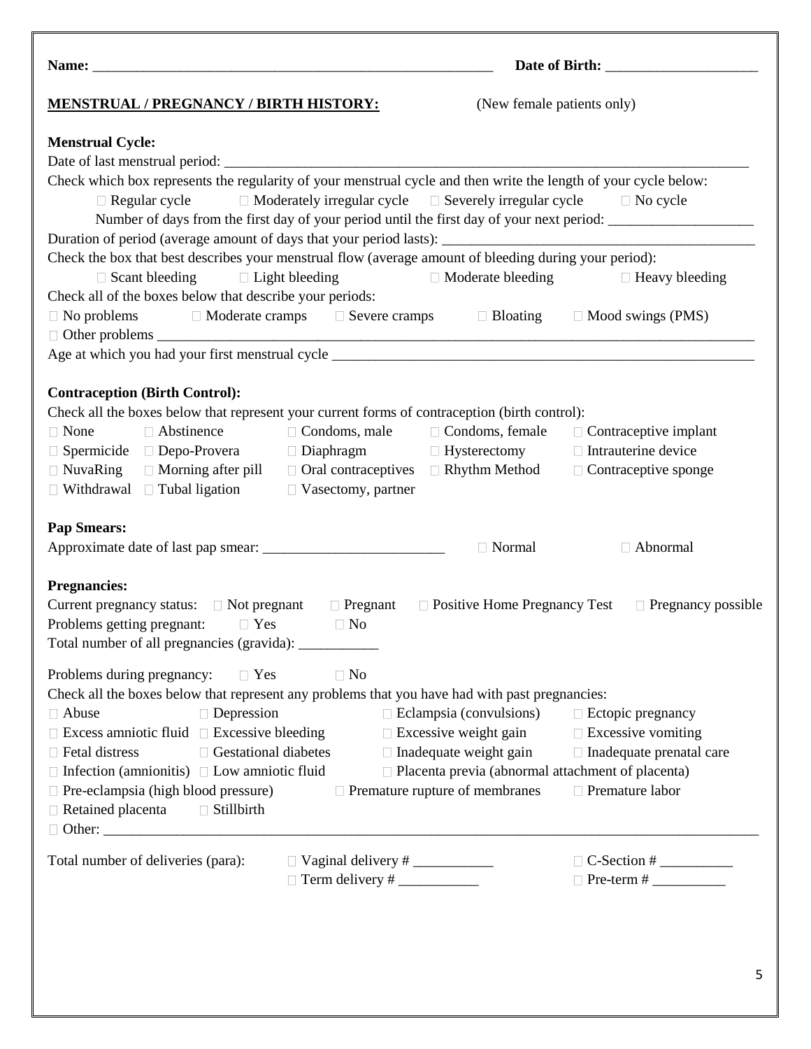**Name:** ________________________________________________________ **Date of Birth:** ____________________

**MENSTRUAL / PREGNANCY / BIRTH HISTORY:** (New female patients only)

**Menstrual Cycle:**

Date of last menstrual period: ________________________________________________________________________

Check which box represents the regularity of your menstrual cycle and then write the length of your cycle below:

☐ Regular cycle ☐ Moderately irregular cycle ☐ Severely irregular cycle ☐ No cycle

Number of days from the first day of your period until the first day of your next period: ____________________

Duration of period (average amount of days that your period lasts): __________________________________________

Check the box that best describes your menstrual flow (average amount of bleeding during your period):

☐ Scant bleeding ☐ Light bleeding ☐ Moderate bleeding ☐ Heavy bleeding

Check all of the boxes below that describe your periods:

☐ No problems ☐ Moderate cramps ☐ Severe cramps ☐ Bloating ☐ Mood swings (PMS)

☐ Other problems ________________________________________________________________________________

Age at which you had your first menstrual cycle ________________________________________________________

**Contraception (Birth Control):**

Check all the boxes below that represent your current forms of contraception (birth control):

☐ None ☐ Abstinence ☐ Condoms, male ☐ Condoms, female ☐ Contraceptive implant

☐ Spermicide ☐ Depo-Provera ☐ Diaphragm ☐ Hysterectomy ☐ Intrauterine device

☐ NuvaRing ☐ Morning after pill ☐ Oral contraceptives ☐ Rhythm Method ☐ Contraceptive sponge

☐ Withdrawal ☐ Tubal ligation ☐ Vasectomy, partner

**Pap Smears:**

Approximate date of last pap smear: _________________________ ☐ Normal ☐ Abnormal

**Pregnancies:**

Current pregnancy status: ☐ Not pregnant ☐ Pregnant ☐ Positive Home Pregnancy Test ☐ Pregnancy possible

Problems getting pregnant: ☐ Yes ☐ No

Total number of all pregnancies (gravida): ___________

Problems during pregnancy: ☐ Yes ☐ No

Check all the boxes below that represent any problems that you have had with past pregnancies:

☐ Abuse ☐ Depression ☐ Eclampsia (convulsions) ☐ Ectopic pregnancy

☐ Excess amniotic fluid ☐ Excessive bleeding ☐ Excessive weight gain ☐ Excessive vomiting

☐ Fetal distress ☐ Gestational diabetes ☐ Inadequate weight gain ☐ Inadequate prenatal care

☐ Infection (amnionitis) ☐ Low amniotic fluid ☐ Placenta previa (abnormal attachment of placenta)

☐ Pre-eclampsia (high blood pressure) ☐ Premature rupture of membranes ☐ Premature labor

☐ Retained placenta ☐ Stillbirth

☐ Other: ________________________________________________________________________________________

Total number of deliveries (para): ☐ Vaginal delivery # ___________ ☐ C-Section # __________

☐ Term delivery # ___________ ☐ Pre-term # __________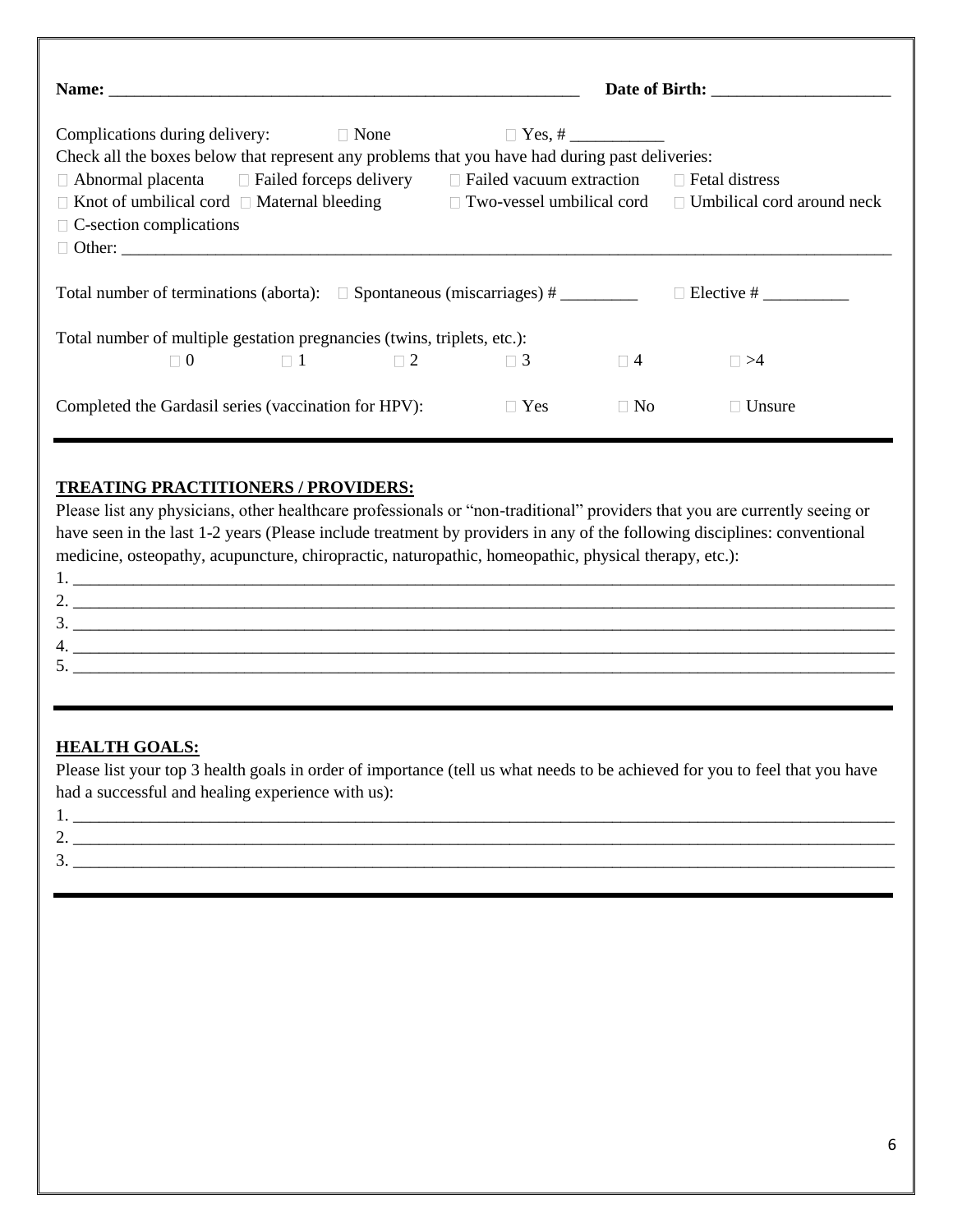**Name:** _______________________________________________________ **Date of Birth:** _____________________

Complications during delivery: □ None □ Yes, # ___________

Check all the boxes below that represent any problems that you have had during past deliveries:

□ Abnormal placenta □ Failed forceps delivery □ Failed vacuum extraction □ Fetal distress

□ Knot of umbilical cord □ Maternal bleeding □ Two-vessel umbilical cord □ Umbilical cord around neck

□ C-section complications

□ Other: ___________________________________________________________________________________________

Total number of terminations (aborta): □ Spontaneous (miscarriages) # _________ □ Elective # __________

Total number of multiple gestation pregnancies (twins, triplets, etc.):

□ 0 □ 1 □ 2 □ 3 □ 4 □ >4

Completed the Gardasil series (vaccination for HPV): □ Yes □ No □ Unsure

---

**TREATING PRACTITIONERS / PROVIDERS:**

Please list any physicians, other healthcare professionals or "non-traditional" providers that you are currently seeing or have seen in the last 1-2 years (Please include treatment by providers in any of the following disciplines: conventional medicine, osteopathy, acupuncture, chiropractic, naturopathic, homeopathic, physical therapy, etc.):

1. ______________________________________________________________________________________________
2. ______________________________________________________________________________________________
3. ______________________________________________________________________________________________
4. ______________________________________________________________________________________________
5. ______________________________________________________________________________________________

---

**HEALTH GOALS:**

Please list your top 3 health goals in order of importance (tell us what needs to be achieved for you to feel that you have had a successful and healing experience with us):

1. ______________________________________________________________________________________________
2. ______________________________________________________________________________________________
3. ______________________________________________________________________________________________

---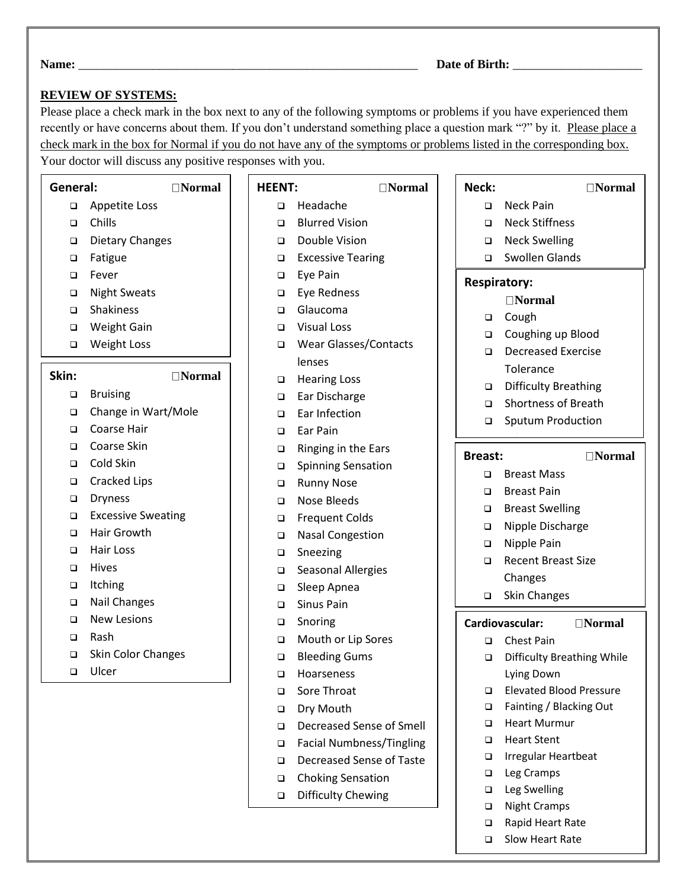**Name:** ____________________________________________________________ **Date of Birth:** ______________________

**REVIEW OF SYSTEMS:**

Please place a check mark in the box next to any of the following symptoms or problems if you have experienced them recently or have concerns about them. If you don't understand something place a question mark "?" by it. Please place a check mark in the box for Normal if you do not have any of the symptoms or problems listed in the corresponding box. Your doctor will discuss any positive responses with you.

**General:** ☐Normal

- ☐ Appetite Loss
- ☐ Chills
- ☐ Dietary Changes
- ☐ Fatigue
- ☐ Fever
- ☐ Night Sweats
- ☐ Shakiness
- ☐ Weight Gain
- ☐ Weight Loss

**Skin:** ☐Normal

- ☐ Bruising
- ☐ Change in Wart/Mole
- ☐ Coarse Hair
- ☐ Coarse Skin
- ☐ Cold Skin
- ☐ Cracked Lips
- ☐ Dryness
- ☐ Excessive Sweating
- ☐ Hair Growth
- ☐ Hair Loss
- ☐ Hives
- ☐ Itching
- ☐ Nail Changes
- ☐ New Lesions
- ☐ Rash
- ☐ Skin Color Changes
- ☐ Ulcer

**HEENT:** ☐Normal

- ☐ Headache
- ☐ Blurred Vision
- ☐ Double Vision
- ☐ Excessive Tearing
- ☐ Eye Pain
- ☐ Eye Redness
- ☐ Glaucoma
- ☐ Visual Loss
- ☐ Wear Glasses/Contacts lenses
- ☐ Hearing Loss
- ☐ Ear Discharge
- ☐ Ear Infection
- ☐ Ear Pain
- ☐ Ringing in the Ears
- ☐ Spinning Sensation
- ☐ Runny Nose
- ☐ Nose Bleeds
- ☐ Frequent Colds
- ☐ Nasal Congestion
- ☐ Sneezing
- ☐ Seasonal Allergies
- ☐ Sleep Apnea
- ☐ Sinus Pain
- ☐ Snoring
- ☐ Mouth or Lip Sores
- ☐ Bleeding Gums
- ☐ Hoarseness
- ☐ Sore Throat
- ☐ Dry Mouth
- ☐ Decreased Sense of Smell
- ☐ Facial Numbness/Tingling
- ☐ Decreased Sense of Taste
- ☐ Choking Sensation
- ☐ Difficulty Chewing

**Neck:** ☐Normal

- ☐ Neck Pain
- ☐ Neck Stiffness
- ☐ Neck Swelling
- ☐ Swollen Glands

**Respiratory:** ☐Normal

- ☐ Cough
- ☐ Coughing up Blood
- ☐ Decreased Exercise Tolerance
- ☐ Difficulty Breathing
- ☐ Shortness of Breath
- ☐ Sputum Production

**Breast:** ☐Normal

- ☐ Breast Mass
- ☐ Breast Pain
- ☐ Breast Swelling
- ☐ Nipple Discharge
- ☐ Nipple Pain
- ☐ Recent Breast Size Changes
- ☐ Skin Changes

**Cardiovascular:** ☐Normal

- ☐ Chest Pain
- ☐ Difficulty Breathing While Lying Down
- ☐ Elevated Blood Pressure
- ☐ Fainting / Blacking Out
- ☐ Heart Murmur
- ☐ Heart Stent
- ☐ Irregular Heartbeat
- ☐ Leg Cramps
- ☐ Leg Swelling
- ☐ Night Cramps
- ☐ Rapid Heart Rate
- ☐ Slow Heart Rate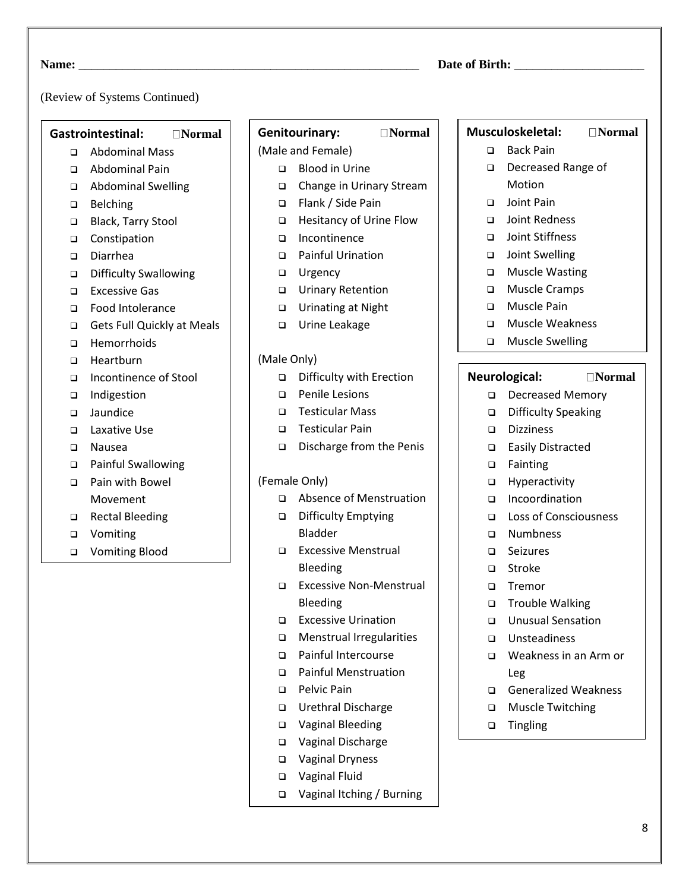**Name:** ______________________________________________________ **Date of Birth:** ____________________

(Review of Systems Continued)

**Gastrointestinal:** ☐ **Normal**

- ☐ Abdominal Mass
- ☐ Abdominal Pain
- ☐ Abdominal Swelling
- ☐ Belching
- ☐ Black, Tarry Stool
- ☐ Constipation
- ☐ Diarrhea
- ☐ Difficulty Swallowing
- ☐ Excessive Gas
- ☐ Food Intolerance
- ☐ Gets Full Quickly at Meals
- ☐ Hemorrhoids
- ☐ Heartburn
- ☐ Incontinence of Stool
- ☐ Indigestion
- ☐ Jaundice
- ☐ Laxative Use
- ☐ Nausea
- ☐ Painful Swallowing
- ☐ Pain with Bowel Movement
- ☐ Rectal Bleeding
- ☐ Vomiting
- ☐ Vomiting Blood

**Genitourinary:** ☐ **Normal**

(Male and Female)

- ☐ Blood in Urine
- ☐ Change in Urinary Stream
- ☐ Flank / Side Pain
- ☐ Hesitancy of Urine Flow
- ☐ Incontinence
- ☐ Painful Urination
- ☐ Urgency
- ☐ Urinary Retention
- ☐ Urinating at Night
- ☐ Urine Leakage

(Male Only)

- ☐ Difficulty with Erection
- ☐ Penile Lesions
- ☐ Testicular Mass
- ☐ Testicular Pain
- ☐ Discharge from the Penis

(Female Only)

- ☐ Absence of Menstruation
- ☐ Difficulty Emptying Bladder
- ☐ Excessive Menstrual Bleeding
- ☐ Excessive Non-Menstrual Bleeding
- ☐ Excessive Urination
- ☐ Menstrual Irregularities
- ☐ Painful Intercourse
- ☐ Painful Menstruation
- ☐ Pelvic Pain
- ☐ Urethral Discharge
- ☐ Vaginal Bleeding
- ☐ Vaginal Discharge
- ☐ Vaginal Dryness
- ☐ Vaginal Fluid
- ☐ Vaginal Itching / Burning

**Musculoskeletal:** ☐ **Normal**

- ☐ Back Pain
- ☐ Decreased Range of Motion
- ☐ Joint Pain
- ☐ Joint Redness
- ☐ Joint Stiffness
- ☐ Joint Swelling
- ☐ Muscle Wasting
- ☐ Muscle Cramps
- ☐ Muscle Pain
- ☐ Muscle Weakness
- ☐ Muscle Swelling

**Neurological:** ☐ **Normal**

- ☐ Decreased Memory
- ☐ Difficulty Speaking
- ☐ Dizziness
- ☐ Easily Distracted
- ☐ Fainting
- ☐ Hyperactivity
- ☐ Incoordination
- ☐ Loss of Consciousness
- ☐ Numbness
- ☐ Seizures
- ☐ Stroke
- ☐ Tremor
- ☐ Trouble Walking
- ☐ Unusual Sensation
- ☐ Unsteadiness
- ☐ Weakness in an Arm or Leg
- ☐ Generalized Weakness
- ☐ Muscle Twitching
- ☐ Tingling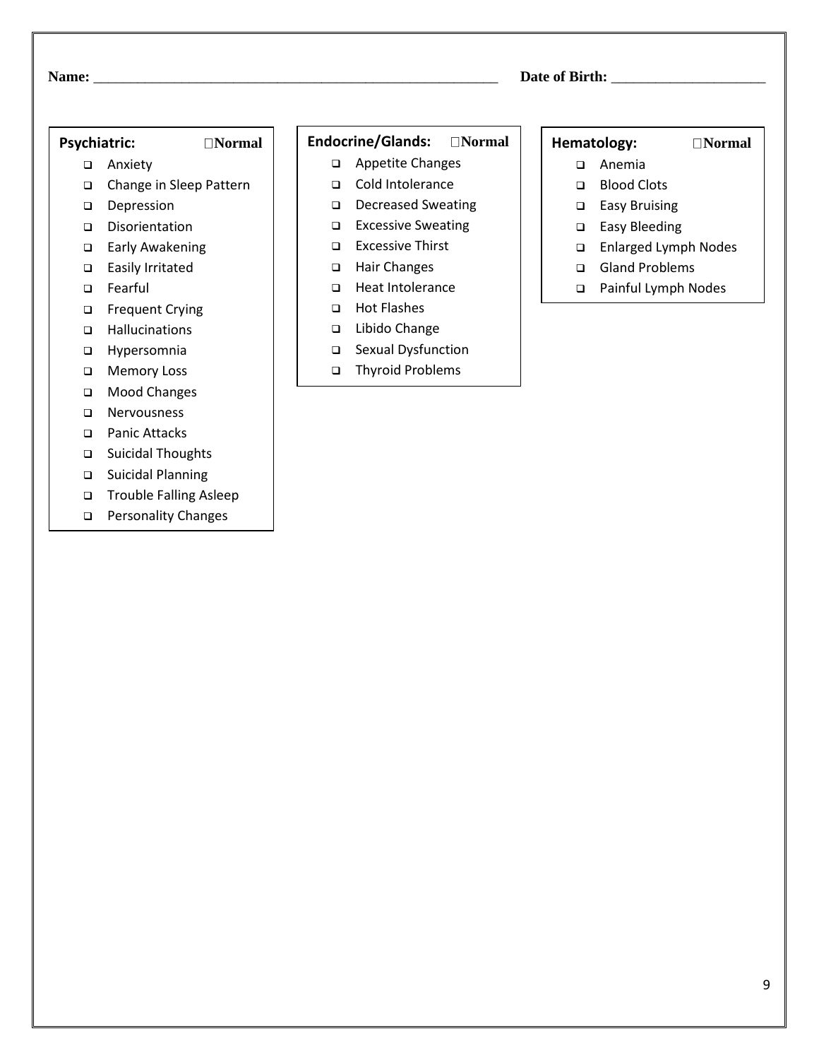**Name:** ________________________________________________________ **Date of Birth:** _____________________

**Psychiatric:** ☐**Normal**

- ❑ Anxiety
- ❑ Change in Sleep Pattern
- ❑ Depression
- ❑ Disorientation
- ❑ Early Awakening
- ❑ Easily Irritated
- ❑ Fearful
- ❑ Frequent Crying
- ❑ Hallucinations
- ❑ Hypersomnia
- ❑ Memory Loss
- ❑ Mood Changes
- ❑ Nervousness
- ❑ Panic Attacks
- ❑ Suicidal Thoughts
- ❑ Suicidal Planning
- ❑ Trouble Falling Asleep
- ❑ Personality Changes

**Endocrine/Glands:** ☐**Normal**

- ❑ Appetite Changes
- ❑ Cold Intolerance
- ❑ Decreased Sweating
- ❑ Excessive Sweating
- ❑ Excessive Thirst
- ❑ Hair Changes
- ❑ Heat Intolerance
- ❑ Hot Flashes
- ❑ Libido Change
- ❑ Sexual Dysfunction
- ❑ Thyroid Problems

**Hematology:** ☐**Normal**

- ❑ Anemia
- ❑ Blood Clots
- ❑ Easy Bruising
- ❑ Easy Bleeding
- ❑ Enlarged Lymph Nodes
- ❑ Gland Problems
- ❑ Painful Lymph Nodes